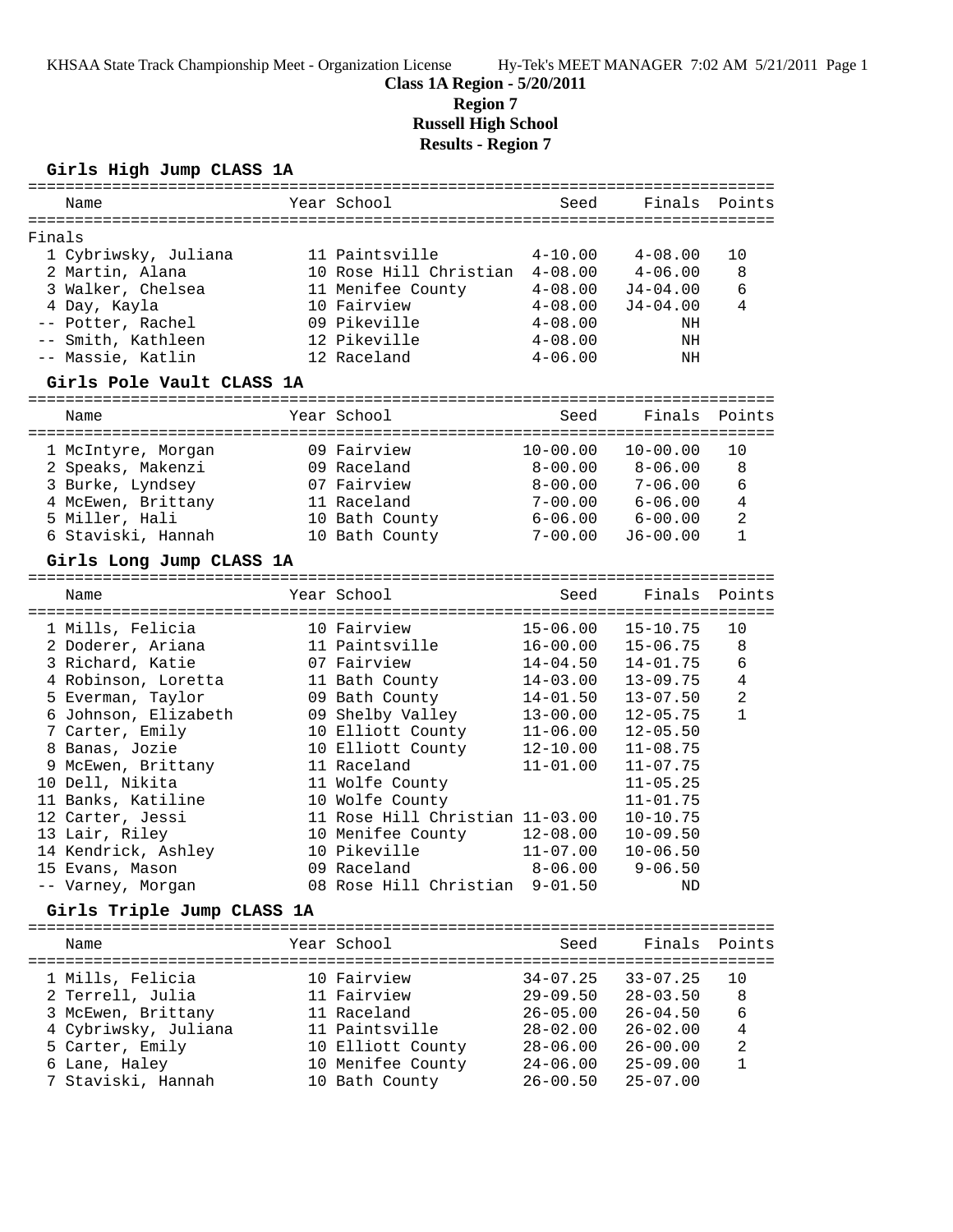# Class 1A Region - 5/20/2011

## Region 7

## Russell High School

## Results - Region 7

### Girls High Jump CLASS 1A

Finals

| Place | Name | Year | School | Seed | Finals | Points |
|---|---|---|---|---|---|---|
| 1 | Cybriwsky, Juliana | 11 | Paintsville | 4-10.00 | 4-08.00 | 10 |
| 2 | Martin, Alana | 10 | Rose Hill Christian | 4-08.00 | 4-06.00 | 8 |
| 3 | Walker, Chelsea | 11 | Menifee County | 4-08.00 | J4-04.00 | 6 |
| 4 | Day, Kayla | 10 | Fairview | 4-08.00 | J4-04.00 | 4 |
| -- | Potter, Rachel | 09 | Pikeville | 4-08.00 | NH | |
| -- | Smith, Kathleen | 12 | Pikeville | 4-08.00 | NH | |
| -- | Massie, Katlin | 12 | Raceland | 4-06.00 | NH | |

### Girls Pole Vault CLASS 1A

| Place | Name | Year | School | Seed | Finals | Points |
|---|---|---|---|---|---|---|
| 1 | McIntyre, Morgan | 09 | Fairview | 10-00.00 | 10-00.00 | 10 |
| 2 | Speaks, Makenzi | 09 | Raceland | 8-00.00 | 8-06.00 | 8 |
| 3 | Burke, Lyndsey | 07 | Fairview | 8-00.00 | 7-06.00 | 6 |
| 4 | McEwen, Brittany | 11 | Raceland | 7-00.00 | 6-06.00 | 4 |
| 5 | Miller, Hali | 10 | Bath County | 6-06.00 | 6-00.00 | 2 |
| 6 | Staviski, Hannah | 10 | Bath County | 7-00.00 | J6-00.00 | 1 |

### Girls Long Jump CLASS 1A

| Place | Name | Year | School | Seed | Finals | Points |
|---|---|---|---|---|---|---|
| 1 | Mills, Felicia | 10 | Fairview | 15-06.00 | 15-10.75 | 10 |
| 2 | Doderer, Ariana | 11 | Paintsville | 16-00.00 | 15-06.75 | 8 |
| 3 | Richard, Katie | 07 | Fairview | 14-04.50 | 14-01.75 | 6 |
| 4 | Robinson, Loretta | 11 | Bath County | 14-03.00 | 13-09.75 | 4 |
| 5 | Everman, Taylor | 09 | Bath County | 14-01.50 | 13-07.50 | 2 |
| 6 | Johnson, Elizabeth | 09 | Shelby Valley | 13-00.00 | 12-05.75 | 1 |
| 7 | Carter, Emily | 10 | Elliott County | 11-06.00 | 12-05.50 | |
| 8 | Banas, Jozie | 10 | Elliott County | 12-10.00 | 11-08.75 | |
| 9 | McEwen, Brittany | 11 | Raceland | 11-01.00 | 11-07.75 | |
| 10 | Dell, Nikita | 11 | Wolfe County | | 11-05.25 | |
| 11 | Banks, Katiline | 10 | Wolfe County | | 11-01.75 | |
| 12 | Carter, Jessi | 11 | Rose Hill Christian | 11-03.00 | 10-10.75 | |
| 13 | Lair, Riley | 10 | Menifee County | 12-08.00 | 10-09.50 | |
| 14 | Kendrick, Ashley | 10 | Pikeville | 11-07.00 | 10-06.50 | |
| 15 | Evans, Mason | 09 | Raceland | 8-06.00 | 9-06.50 | |
| -- | Varney, Morgan | 08 | Rose Hill Christian | 9-01.50 | ND | |

### Girls Triple Jump CLASS 1A

| Place | Name | Year | School | Seed | Finals | Points |
|---|---|---|---|---|---|---|
| 1 | Mills, Felicia | 10 | Fairview | 34-07.25 | 33-07.25 | 10 |
| 2 | Terrell, Julia | 11 | Fairview | 29-09.50 | 28-03.50 | 8 |
| 3 | McEwen, Brittany | 11 | Raceland | 26-05.00 | 26-04.50 | 6 |
| 4 | Cybriwsky, Juliana | 11 | Paintsville | 28-02.00 | 26-02.00 | 4 |
| 5 | Carter, Emily | 10 | Elliott County | 28-06.00 | 26-00.00 | 2 |
| 6 | Lane, Haley | 10 | Menifee County | 24-06.00 | 25-09.00 | 1 |
| 7 | Staviski, Hannah | 10 | Bath County | 26-00.50 | 25-07.00 | |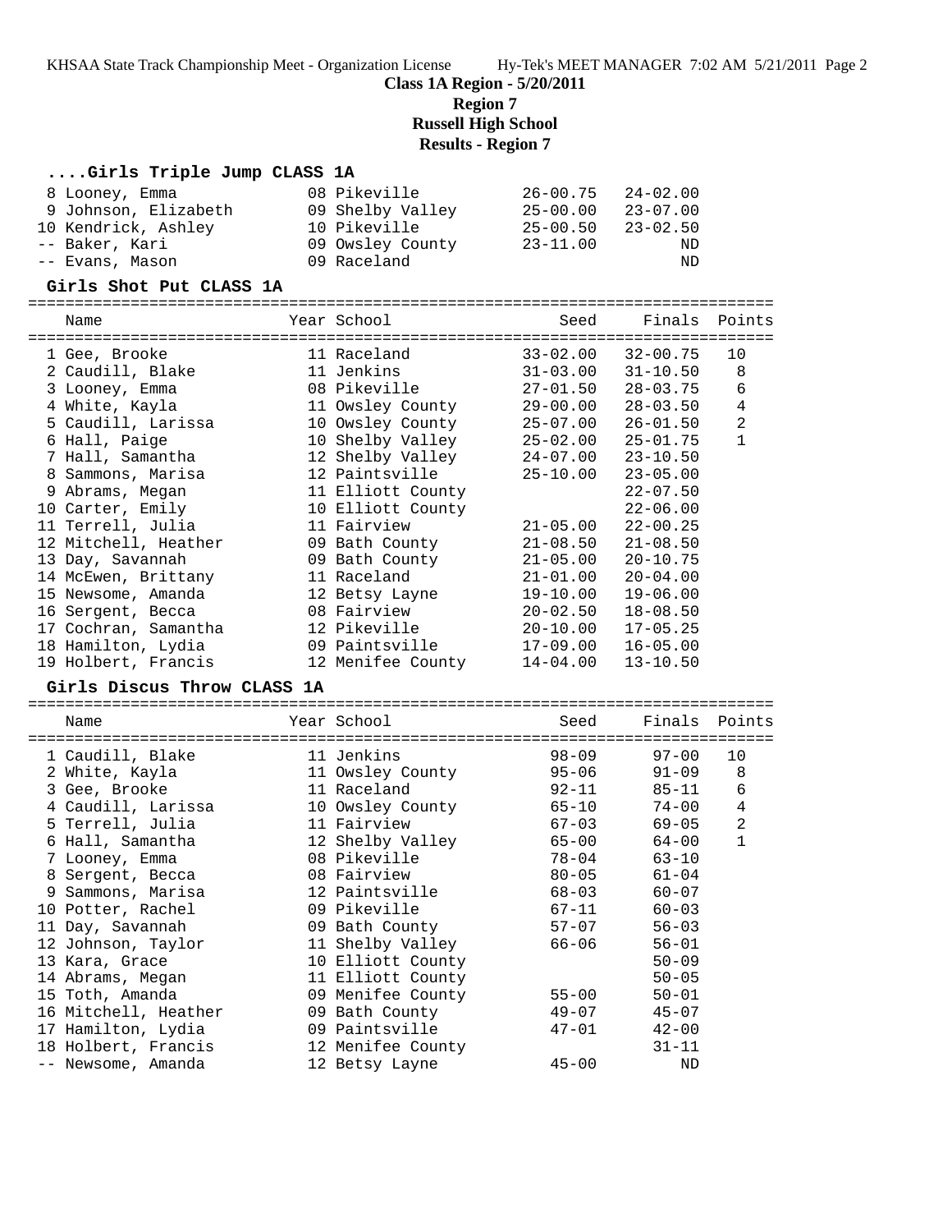**Class 1A Region - 5/20/2011**

**Region 7**

**Russell High School**

**Results - Region 7**

### ....Girls Triple Jump CLASS 1A

| Place | Name | Year | School | Seed | Finals | Points |
|---|---|---|---|---|---|---|
| 8 | Looney, Emma | 08 | Pikeville | 26-00.75 | 24-02.00 | |
| 9 | Johnson, Elizabeth | 09 | Shelby Valley | 25-00.00 | 23-07.00 | |
| 10 | Kendrick, Ashley | 10 | Pikeville | 25-00.50 | 23-02.50 | |
| -- | Baker, Kari | 09 | Owsley County | 23-11.00 | ND | |
| -- | Evans, Mason | 09 | Raceland | | ND | |

### Girls Shot Put CLASS 1A

| Place | Name | Year | School | Seed | Finals | Points |
|---|---|---|---|---|---|---|
| 1 | Gee, Brooke | 11 | Raceland | 33-02.00 | 32-00.75 | 10 |
| 2 | Caudill, Blake | 11 | Jenkins | 31-03.00 | 31-10.50 | 8 |
| 3 | Looney, Emma | 08 | Pikeville | 27-01.50 | 28-03.75 | 6 |
| 4 | White, Kayla | 11 | Owsley County | 29-00.00 | 28-03.50 | 4 |
| 5 | Caudill, Larissa | 10 | Owsley County | 25-07.00 | 26-01.50 | 2 |
| 6 | Hall, Paige | 10 | Shelby Valley | 25-02.00 | 25-01.75 | 1 |
| 7 | Hall, Samantha | 12 | Shelby Valley | 24-07.00 | 23-10.50 | |
| 8 | Sammons, Marisa | 12 | Paintsville | 25-10.00 | 23-05.00 | |
| 9 | Abrams, Megan | 11 | Elliott County | | 22-07.50 | |
| 10 | Carter, Emily | 10 | Elliott County | | 22-06.00 | |
| 11 | Terrell, Julia | 11 | Fairview | 21-05.00 | 22-00.25 | |
| 12 | Mitchell, Heather | 09 | Bath County | 21-08.50 | 21-08.50 | |
| 13 | Day, Savannah | 09 | Bath County | 21-05.00 | 20-10.75 | |
| 14 | McEwen, Brittany | 11 | Raceland | 21-01.00 | 20-04.00 | |
| 15 | Newsome, Amanda | 12 | Betsy Layne | 19-10.00 | 19-06.00 | |
| 16 | Sergent, Becca | 08 | Fairview | 20-02.50 | 18-08.50 | |
| 17 | Cochran, Samantha | 12 | Pikeville | 20-10.00 | 17-05.25 | |
| 18 | Hamilton, Lydia | 09 | Paintsville | 17-09.00 | 16-05.00 | |
| 19 | Holbert, Francis | 12 | Menifee County | 14-04.00 | 13-10.50 | |

### Girls Discus Throw CLASS 1A

| Place | Name | Year | School | Seed | Finals | Points |
|---|---|---|---|---|---|---|
| 1 | Caudill, Blake | 11 | Jenkins | 98-09 | 97-00 | 10 |
| 2 | White, Kayla | 11 | Owsley County | 95-06 | 91-09 | 8 |
| 3 | Gee, Brooke | 11 | Raceland | 92-11 | 85-11 | 6 |
| 4 | Caudill, Larissa | 10 | Owsley County | 65-10 | 74-00 | 4 |
| 5 | Terrell, Julia | 11 | Fairview | 67-03 | 69-05 | 2 |
| 6 | Hall, Samantha | 12 | Shelby Valley | 65-00 | 64-00 | 1 |
| 7 | Looney, Emma | 08 | Pikeville | 78-04 | 63-10 | |
| 8 | Sergent, Becca | 08 | Fairview | 80-05 | 61-04 | |
| 9 | Sammons, Marisa | 12 | Paintsville | 68-03 | 60-07 | |
| 10 | Potter, Rachel | 09 | Pikeville | 67-11 | 60-03 | |
| 11 | Day, Savannah | 09 | Bath County | 57-07 | 56-03 | |
| 12 | Johnson, Taylor | 11 | Shelby Valley | 66-06 | 56-01 | |
| 13 | Kara, Grace | 10 | Elliott County | | 50-09 | |
| 14 | Abrams, Megan | 11 | Elliott County | | 50-05 | |
| 15 | Toth, Amanda | 09 | Menifee County | 55-00 | 50-01 | |
| 16 | Mitchell, Heather | 09 | Bath County | 49-07 | 45-07 | |
| 17 | Hamilton, Lydia | 09 | Paintsville | 47-01 | 42-00 | |
| 18 | Holbert, Francis | 12 | Menifee County | | 31-11 | |
| -- | Newsome, Amanda | 12 | Betsy Layne | 45-00 | ND | |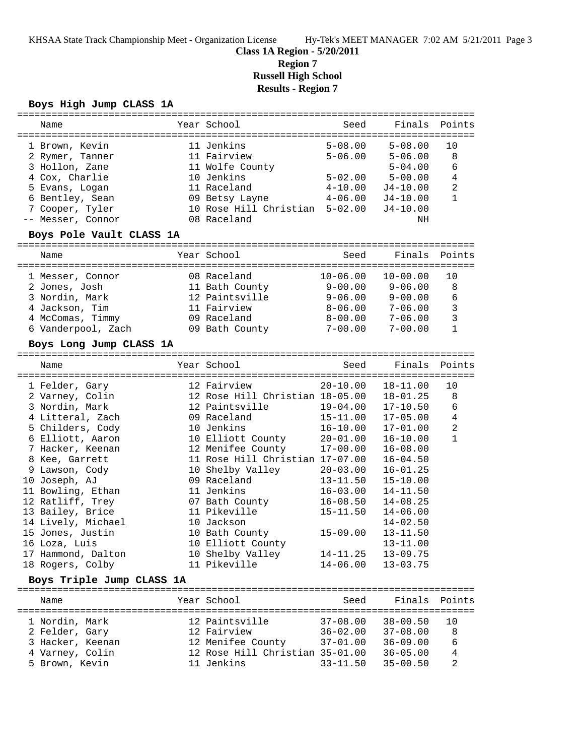**Class 1A Region - 5/20/2011**

**Region 7**

**Russell High School**

**Results - Region 7**

## Boys High Jump CLASS 1A

| | Name | Year | School | Seed | Finals | Points |
|---|---|---|---|---|---|---|
| 1 | Brown, Kevin | 11 | Jenkins | 5-08.00 | 5-08.00 | 10 |
| 2 | Rymer, Tanner | 11 | Fairview | 5-06.00 | 5-06.00 | 8 |
| 3 | Hollon, Zane | 11 | Wolfe County | | 5-04.00 | 6 |
| 4 | Cox, Charlie | 10 | Jenkins | 5-02.00 | 5-00.00 | 4 |
| 5 | Evans, Logan | 11 | Raceland | 4-10.00 | J4-10.00 | 2 |
| 6 | Bentley, Sean | 09 | Betsy Layne | 4-06.00 | J4-10.00 | 1 |
| 7 | Cooper, Tyler | 10 | Rose Hill Christian | 5-02.00 | J4-10.00 | |
| -- | Messer, Connor | 08 | Raceland | | NH | |

## Boys Pole Vault CLASS 1A

| | Name | Year | School | Seed | Finals | Points |
|---|---|---|---|---|---|---|
| 1 | Messer, Connor | 08 | Raceland | 10-06.00 | 10-00.00 | 10 |
| 2 | Jones, Josh | 11 | Bath County | 9-00.00 | 9-06.00 | 8 |
| 3 | Nordin, Mark | 12 | Paintsville | 9-06.00 | 9-00.00 | 6 |
| 4 | Jackson, Tim | 11 | Fairview | 8-06.00 | 7-06.00 | 3 |
| 4 | McComas, Timmy | 09 | Raceland | 8-00.00 | 7-06.00 | 3 |
| 6 | Vanderpool, Zach | 09 | Bath County | 7-00.00 | 7-00.00 | 1 |

## Boys Long Jump CLASS 1A

| | Name | Year | School | Seed | Finals | Points |
|---|---|---|---|---|---|---|
| 1 | Felder, Gary | 12 | Fairview | 20-10.00 | 18-11.00 | 10 |
| 2 | Varney, Colin | 12 | Rose Hill Christian | 18-05.00 | 18-01.25 | 8 |
| 3 | Nordin, Mark | 12 | Paintsville | 19-04.00 | 17-10.50 | 6 |
| 4 | Litteral, Zach | 09 | Raceland | 15-11.00 | 17-05.00 | 4 |
| 5 | Childers, Cody | 10 | Jenkins | 16-10.00 | 17-01.00 | 2 |
| 6 | Elliott, Aaron | 10 | Elliott County | 20-01.00 | 16-10.00 | 1 |
| 7 | Hacker, Keenan | 12 | Menifee County | 17-00.00 | 16-08.00 | |
| 8 | Kee, Garrett | 11 | Rose Hill Christian | 17-07.00 | 16-04.50 | |
| 9 | Lawson, Cody | 10 | Shelby Valley | 20-03.00 | 16-01.25 | |
| 10 | Joseph, AJ | 09 | Raceland | 13-11.50 | 15-10.00 | |
| 11 | Bowling, Ethan | 11 | Jenkins | 16-03.00 | 14-11.50 | |
| 12 | Ratliff, Trey | 07 | Bath County | 16-08.50 | 14-08.25 | |
| 13 | Bailey, Brice | 11 | Pikeville | 15-11.50 | 14-06.00 | |
| 14 | Lively, Michael | 10 | Jackson | | 14-02.50 | |
| 15 | Jones, Justin | 10 | Bath County | 15-09.00 | 13-11.50 | |
| 16 | Loza, Luis | 10 | Elliott County | | 13-11.00 | |
| 17 | Hammond, Dalton | 10 | Shelby Valley | 14-11.25 | 13-09.75 | |
| 18 | Rogers, Colby | 11 | Pikeville | 14-06.00 | 13-03.75 | |

## Boys Triple Jump CLASS 1A

| | Name | Year | School | Seed | Finals | Points |
|---|---|---|---|---|---|---|
| 1 | Nordin, Mark | 12 | Paintsville | 37-08.00 | 38-00.50 | 10 |
| 2 | Felder, Gary | 12 | Fairview | 36-02.00 | 37-08.00 | 8 |
| 3 | Hacker, Keenan | 12 | Menifee County | 37-01.00 | 36-09.00 | 6 |
| 4 | Varney, Colin | 12 | Rose Hill Christian | 35-01.00 | 36-05.00 | 4 |
| 5 | Brown, Kevin | 11 | Jenkins | 33-11.50 | 35-00.50 | 2 |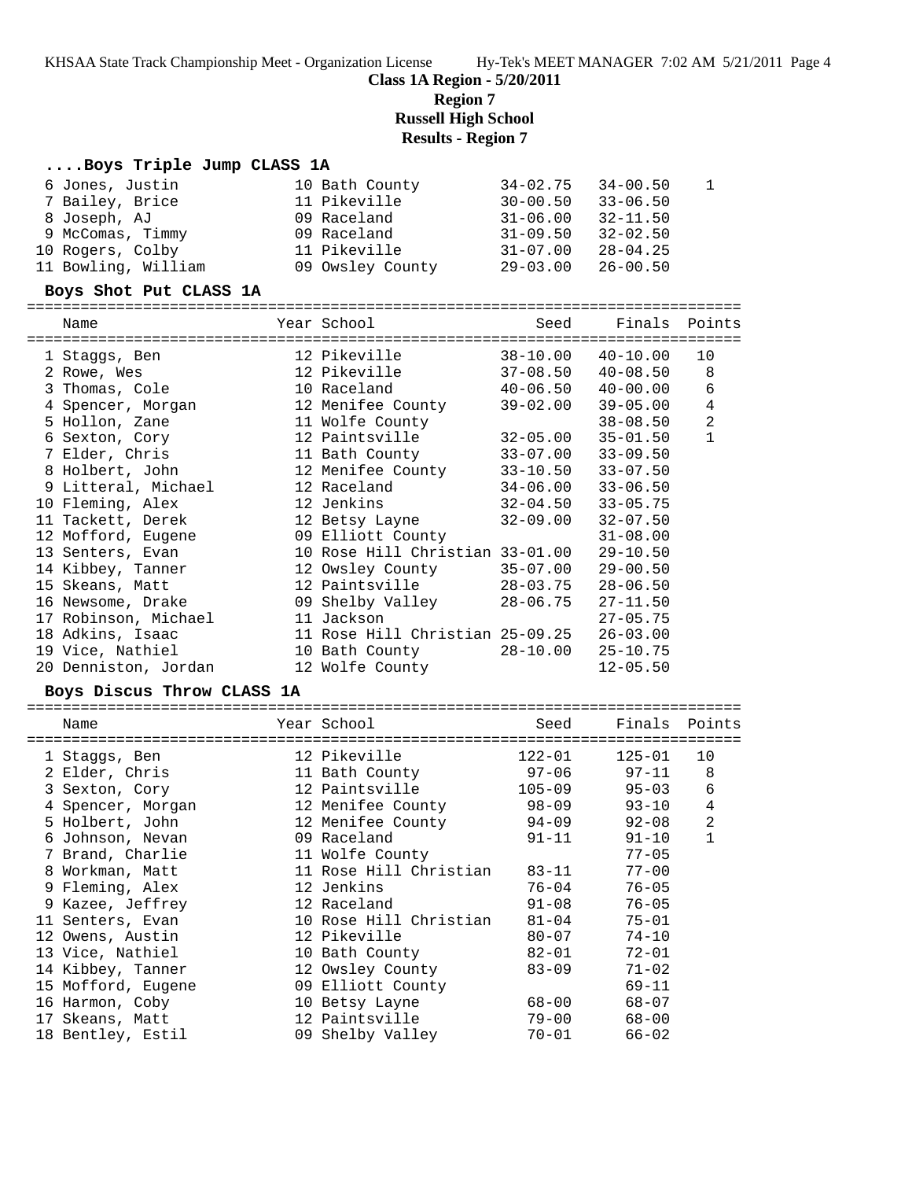**Class 1A Region - 5/20/2011**
**Region 7**
**Russell High School**
**Results - Region 7**

### ....Boys Triple Jump CLASS 1A

| Name | Year | School | Seed | Finals | Points |
|---|---|---|---|---|---|
| 6 Jones, Justin | 10 | Bath County | 34-02.75 | 34-00.50 | 1 |
| 7 Bailey, Brice | 11 | Pikeville | 30-00.50 | 33-06.50 | |
| 8 Joseph, AJ | 09 | Raceland | 31-06.00 | 32-11.50 | |
| 9 McComas, Timmy | 09 | Raceland | 31-09.50 | 32-02.50 | |
| 10 Rogers, Colby | 11 | Pikeville | 31-07.00 | 28-04.25 | |
| 11 Bowling, William | 09 | Owsley County | 29-03.00 | 26-00.50 | |

### Boys Shot Put CLASS 1A

| Name | Year | School | Seed | Finals | Points |
|---|---|---|---|---|---|
| 1 Staggs, Ben | 12 | Pikeville | 38-10.00 | 40-10.00 | 10 |
| 2 Rowe, Wes | 12 | Pikeville | 37-08.50 | 40-08.50 | 8 |
| 3 Thomas, Cole | 10 | Raceland | 40-06.50 | 40-00.00 | 6 |
| 4 Spencer, Morgan | 12 | Menifee County | 39-02.00 | 39-05.00 | 4 |
| 5 Hollon, Zane | 11 | Wolfe County | | 38-08.50 | 2 |
| 6 Sexton, Cory | 12 | Paintsville | 32-05.00 | 35-01.50 | 1 |
| 7 Elder, Chris | 11 | Bath County | 33-07.00 | 33-09.50 | |
| 8 Holbert, John | 12 | Menifee County | 33-10.50 | 33-07.50 | |
| 9 Litteral, Michael | 12 | Raceland | 34-06.00 | 33-06.50 | |
| 10 Fleming, Alex | 12 | Jenkins | 32-04.50 | 33-05.75 | |
| 11 Tackett, Derek | 12 | Betsy Layne | 32-09.00 | 32-07.50 | |
| 12 Mofford, Eugene | 09 | Elliott County | | 31-08.00 | |
| 13 Senters, Evan | 10 | Rose Hill Christian | 33-01.00 | 29-10.50 | |
| 14 Kibbey, Tanner | 12 | Owsley County | 35-07.00 | 29-00.50 | |
| 15 Skeans, Matt | 12 | Paintsville | 28-03.75 | 28-06.50 | |
| 16 Newsome, Drake | 09 | Shelby Valley | 28-06.75 | 27-11.50 | |
| 17 Robinson, Michael | 11 | Jackson | | 27-05.75 | |
| 18 Adkins, Isaac | 11 | Rose Hill Christian | 25-09.25 | 26-03.00 | |
| 19 Vice, Nathiel | 10 | Bath County | 28-10.00 | 25-10.75 | |
| 20 Denniston, Jordan | 12 | Wolfe County | | 12-05.50 | |

### Boys Discus Throw CLASS 1A

| Name | Year | School | Seed | Finals | Points |
|---|---|---|---|---|---|
| 1 Staggs, Ben | 12 | Pikeville | 122-01 | 125-01 | 10 |
| 2 Elder, Chris | 11 | Bath County | 97-06 | 97-11 | 8 |
| 3 Sexton, Cory | 12 | Paintsville | 105-09 | 95-03 | 6 |
| 4 Spencer, Morgan | 12 | Menifee County | 98-09 | 93-10 | 4 |
| 5 Holbert, John | 12 | Menifee County | 94-09 | 92-08 | 2 |
| 6 Johnson, Nevan | 09 | Raceland | 91-11 | 91-10 | 1 |
| 7 Brand, Charlie | 11 | Wolfe County | | 77-05 | |
| 8 Workman, Matt | 11 | Rose Hill Christian | 83-11 | 77-00 | |
| 9 Fleming, Alex | 12 | Jenkins | 76-04 | 76-05 | |
| 9 Kazee, Jeffrey | 12 | Raceland | 91-08 | 76-05 | |
| 11 Senters, Evan | 10 | Rose Hill Christian | 81-04 | 75-01 | |
| 12 Owens, Austin | 12 | Pikeville | 80-07 | 74-10 | |
| 13 Vice, Nathiel | 10 | Bath County | 82-01 | 72-01 | |
| 14 Kibbey, Tanner | 12 | Owsley County | 83-09 | 71-02 | |
| 15 Mofford, Eugene | 09 | Elliott County | | 69-11 | |
| 16 Harmon, Coby | 10 | Betsy Layne | 68-00 | 68-07 | |
| 17 Skeans, Matt | 12 | Paintsville | 79-00 | 68-00 | |
| 18 Bentley, Estil | 09 | Shelby Valley | 70-01 | 66-02 | |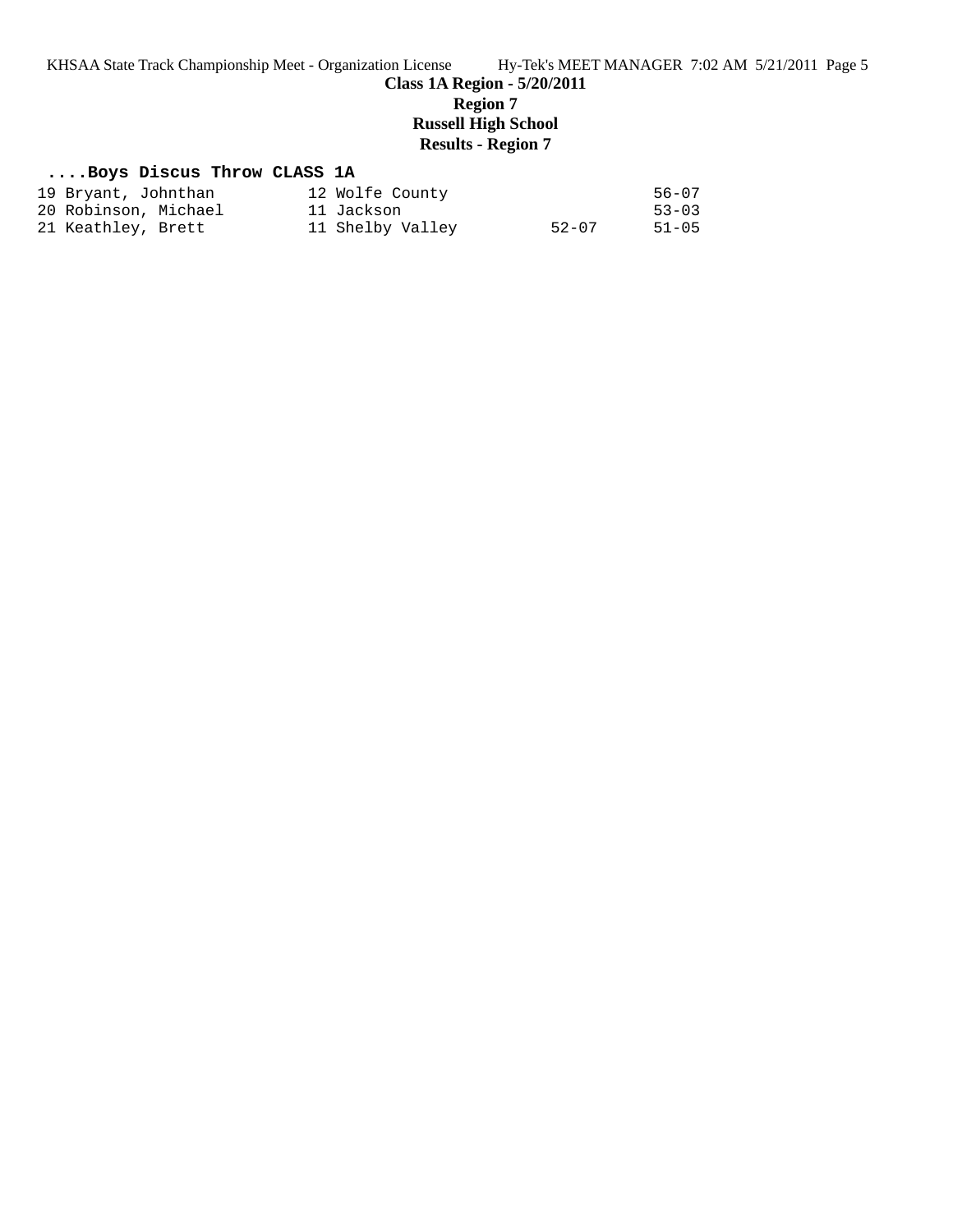**Class 1A Region - 5/20/2011**
**Region 7**
**Russell High School**
**Results - Region 7**

### ....Boys Discus Throw CLASS 1A

| | | | | | |
|---|---|---|---|---|---|
| 19 | Bryant, Johnthan | 12 | Wolfe County | | 56-07 |
| 20 | Robinson, Michael | 11 | Jackson | | 53-03 |
| 21 | Keathley, Brett | 11 | Shelby Valley | 52-07 | 51-05 |